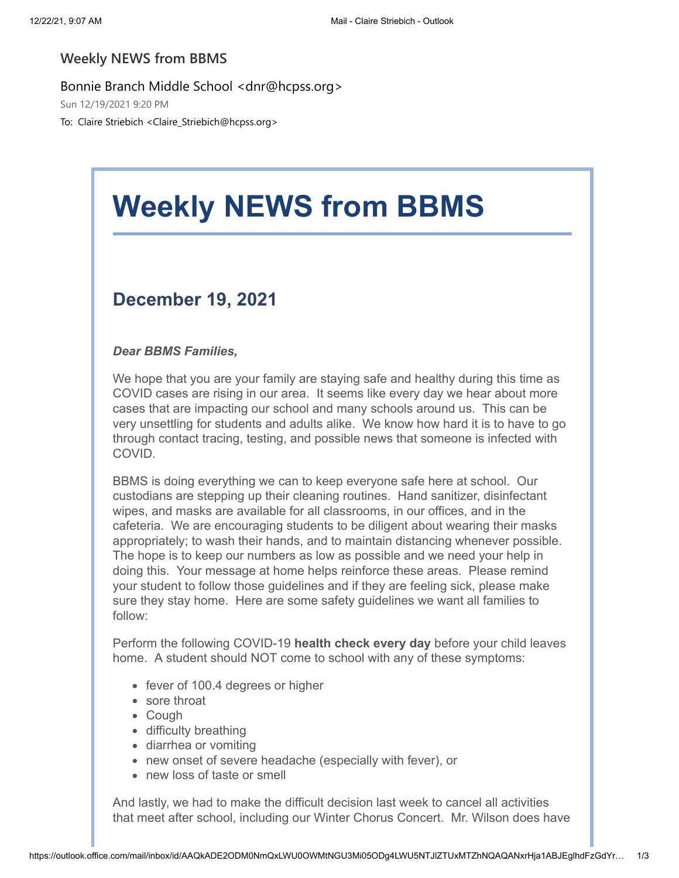Weekly NEWS from BBMS

Bonnie Branch Middle School <dnr@hcpss.org>

Sun 12/19/2021 9:20 PM

To: Claire Striebich <Claire_Striebich@hcpss.org>

# Weekly NEWS from BBMS

## December 19, 2021

***Dear BBMS Families,***

We hope that you are your family are staying safe and healthy during this time as COVID cases are rising in our area. It seems like every day we hear about more cases that are impacting our school and many schools around us. This can be very unsettling for students and adults alike. We know how hard it is to have to go through contact tracing, testing, and possible news that someone is infected with COVID.

BBMS is doing everything we can to keep everyone safe here at school. Our custodians are stepping up their cleaning routines. Hand sanitizer, disinfectant wipes, and masks are available for all classrooms, in our offices, and in the cafeteria. We are encouraging students to be diligent about wearing their masks appropriately; to wash their hands, and to maintain distancing whenever possible. The hope is to keep our numbers as low as possible and we need your help in doing this. Your message at home helps reinforce these areas. Please remind your student to follow those guidelines and if they are feeling sick, please make sure they stay home. Here are some safety guidelines we want all families to follow:

Perform the following COVID-19 **health check every day** before your child leaves home. A student should NOT come to school with any of these symptoms:

- fever of 100.4 degrees or higher
- sore throat
- Cough
- difficulty breathing
- diarrhea or vomiting
- new onset of severe headache (especially with fever), or
- new loss of taste or smell

And lastly, we had to make the difficult decision last week to cancel all activities that meet after school, including our Winter Chorus Concert. Mr. Wilson does have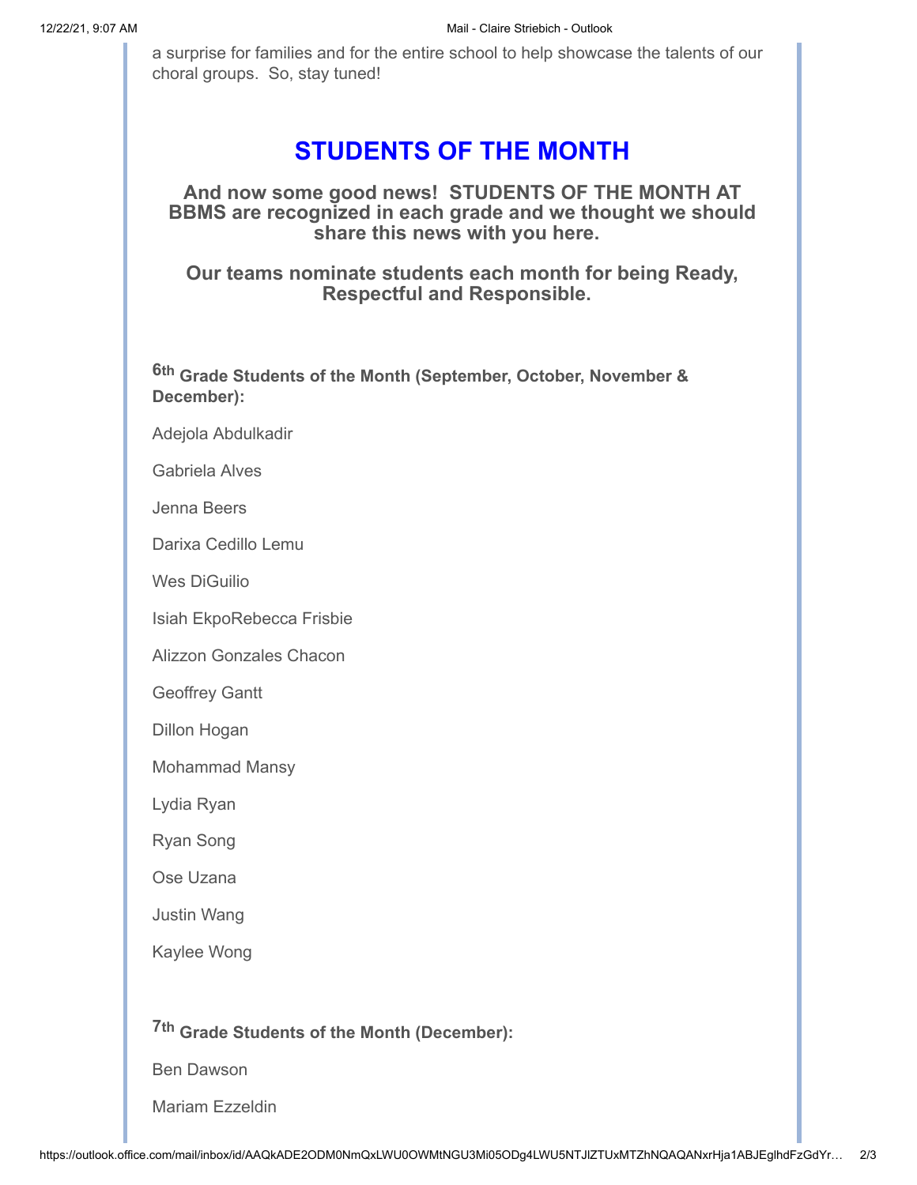a surprise for families and for the entire school to help showcase the talents of our choral groups. So, stay tuned!

## STUDENTS OF THE MONTH

**And now some good news! STUDENTS OF THE MONTH AT BBMS are recognized in each grade and we thought we should share this news with you here.**

**Our teams nominate students each month for being Ready, Respectful and Responsible.**

**6th Grade Students of the Month (September, October, November & December):**

Adejola Abdulkadir

Gabriela Alves

Jenna Beers

Darixa Cedillo Lemu

Wes DiGuilio

Isiah EkpoRebecca Frisbie

Alizzon Gonzales Chacon

Geoffrey Gantt

Dillon Hogan

Mohammad Mansy

Lydia Ryan

Ryan Song

Ose Uzana

Justin Wang

Kaylee Wong

**7th Grade Students of the Month (December):**

Ben Dawson

Mariam Ezzeldin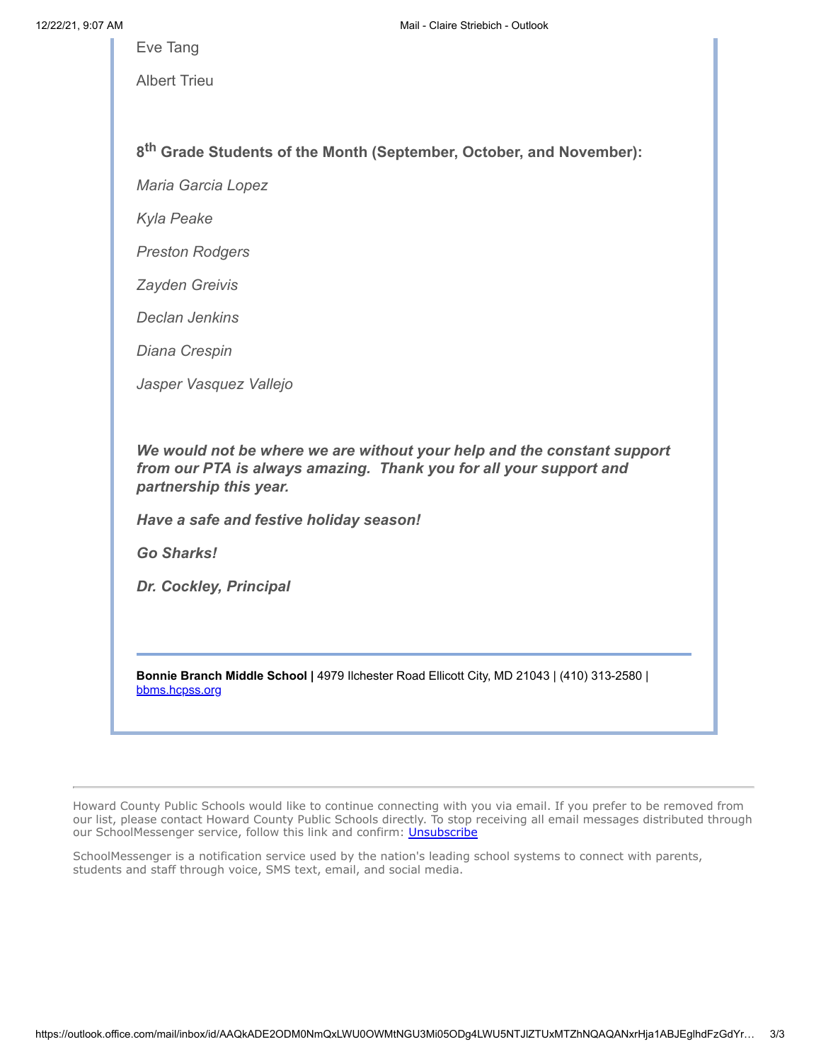Eve Tang

Albert Trieu

**8th Grade Students of the Month (September, October, and November):**

*Maria Garcia Lopez*

*Kyla Peake*

*Preston Rodgers*

*Zayden Greivis*

*Declan Jenkins*

*Diana Crespin*

*Jasper Vasquez Vallejo*

***We would not be where we are without your help and the constant support from our PTA is always amazing. Thank you for all your support and partnership this year.***

***Have a safe and festive holiday season!***

***Go Sharks!***

***Dr. Cockley, Principal***

---

**Bonnie Branch Middle School |** 4979 Ilchester Road Ellicott City, MD 21043 | (410) 313-2580 | bbms.hcpss.org

---

Howard County Public Schools would like to continue connecting with you via email. If you prefer to be removed from our list, please contact Howard County Public Schools directly. To stop receiving all email messages distributed through our SchoolMessenger service, follow this link and confirm: Unsubscribe

SchoolMessenger is a notification service used by the nation's leading school systems to connect with parents, students and staff through voice, SMS text, email, and social media.